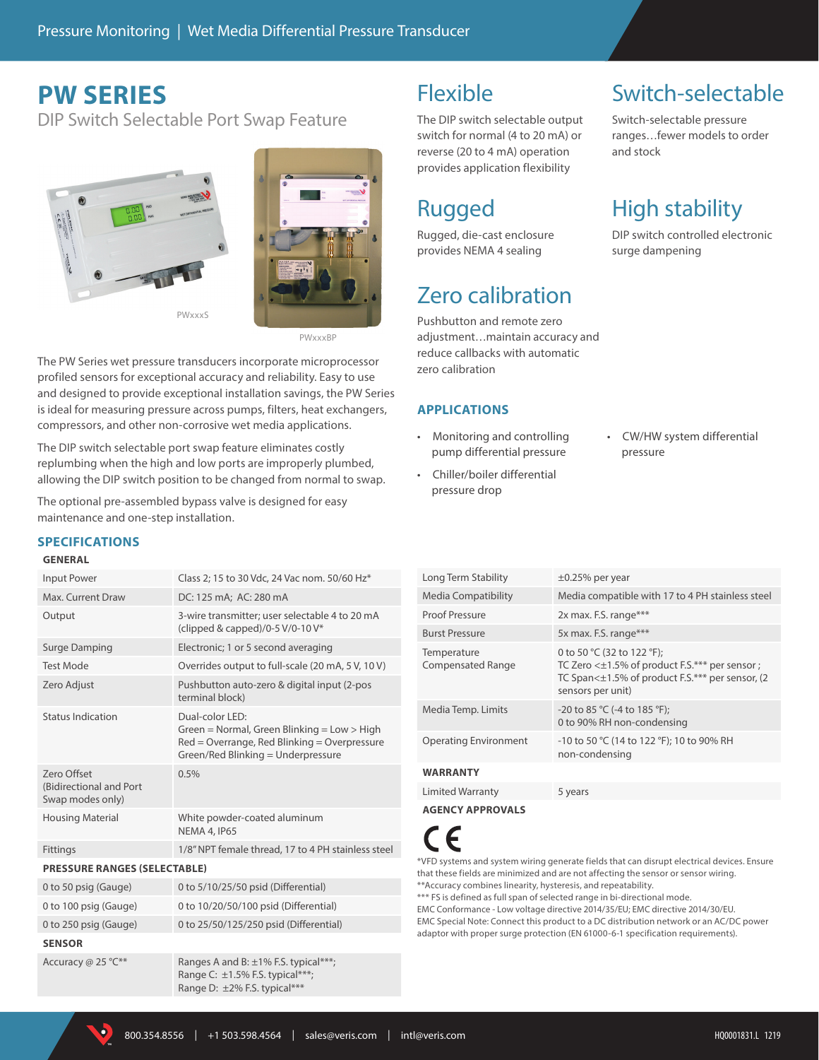# PW SERIES

DIP Switch Selectable Port Swap Feature

PWxxxS

PWxxxBP

The PW Series wet pressure transducers incorporate microprocessor profiled sensors for exceptional accuracy and reliability. Easy to use and designed to provide exceptional installation savings, the PW Series is ideal for measuring pressure across pumps, filters, heat exchangers, compressors, and other non-corrosive wet media applications.

The DIP switch selectable port swap feature eliminates costly replumbing when the high and low ports are improperly plumbed, allowing the DIP switch position to be changed from normal to swap.

The optional pre-assembled bypass valve is designed for easy maintenance and one-step installation.

## Flexible

The DIP switch selectable output switch for normal (4 to 20 mA) or reverse (20 to 4 mA) operation provides application flexibility

## Switch-selectable

Switch-selectable pressure ranges…fewer models to order and stock

## Rugged

Rugged, die-cast enclosure provides NEMA 4 sealing

## High stability

DIP switch controlled electronic surge dampening

## Zero calibration

Pushbutton and remote zero adjustment…maintain accuracy and reduce callbacks with automatic zero calibration

## APPLICATIONS

- Monitoring and controlling pump differential pressure
- Chiller/boiler differential pressure drop
- CW/HW system differential pressure

## SPECIFICATIONS

| GENERAL | |
|---|---|
| Input Power | Class 2; 15 to 30 Vdc, 24 Vac nom. 50/60 Hz* |
| Max. Current Draw | DC: 125 mA; AC: 280 mA |
| Output | 3-wire transmitter; user selectable 4 to 20 mA (clipped & capped)/0-5 V/0-10 V* |
| Surge Damping | Electronic; 1 or 5 second averaging |
| Test Mode | Overrides output to full-scale (20 mA, 5 V, 10 V) |
| Zero Adjust | Pushbutton auto-zero & digital input (2-pos terminal block) |
| Status Indication | Dual-color LED:<br>Green = Normal, Green Blinking = Low > High<br>Red = Overrange, Red Blinking = Overpressure<br>Green/Red Blinking = Underpressure |
| Zero Offset (Bidirectional and Port Swap modes only) | 0.5% |
| Housing Material | White powder-coated aluminum<br>NEMA 4, IP65 |
| Fittings | 1/8″ NPT female thread, 17 to 4 PH stainless steel |
| **PRESSURE RANGES (SELECTABLE)** | |
| 0 to 50 psig (Gauge) | 0 to 5/10/25/50 psid (Differential) |
| 0 to 100 psig (Gauge) | 0 to 10/20/50/100 psid (Differential) |
| 0 to 250 psig (Gauge) | 0 to 25/50/125/250 psid (Differential) |
| **SENSOR** | |
| Accuracy @ 25 °C** | Ranges A and B: ±1% F.S. typical***;<br>Range C: ±1.5% F.S. typical***;<br>Range D: ±2% F.S. typical*** |
| Long Term Stability | ±0.25% per year |
| Media Compatibility | Media compatible with 17 to 4 PH stainless steel |
| Proof Pressure | 2x max. F.S. range*** |
| Burst Pressure | 5x max. F.S. range*** |
| Temperature Compensated Range | 0 to 50 °C (32 to 122 °F);<br>TC Zero <±1.5% of product F.S.*** per sensor ;<br>TC Span<±1.5% of product F.S.*** per sensor, (2 sensors per unit) |
| Media Temp. Limits | -20 to 85 °C (-4 to 185 °F);<br>0 to 90% RH non-condensing |
| Operating Environment | -10 to 50 °C (14 to 122 °F); 10 to 90% RH non-condensing |
| **WARRANTY** | |
| Limited Warranty | 5 years |

**AGENCY APPROVALS**

CE

*VFD systems and system wiring generate fields that can disrupt electrical devices. Ensure that these fields are minimized and are not affecting the sensor or sensor wiring.
**Accuracy combines linearity, hysteresis, and repeatability.
*** FS is defined as full span of selected range in bi-directional mode.
EMC Conformance - Low voltage directive 2014/35/EU; EMC directive 2014/30/EU.
EMC Special Note: Connect this product to a DC distribution network or an AC/DC power adaptor with proper surge protection (EN 61000-6-1 specification requirements).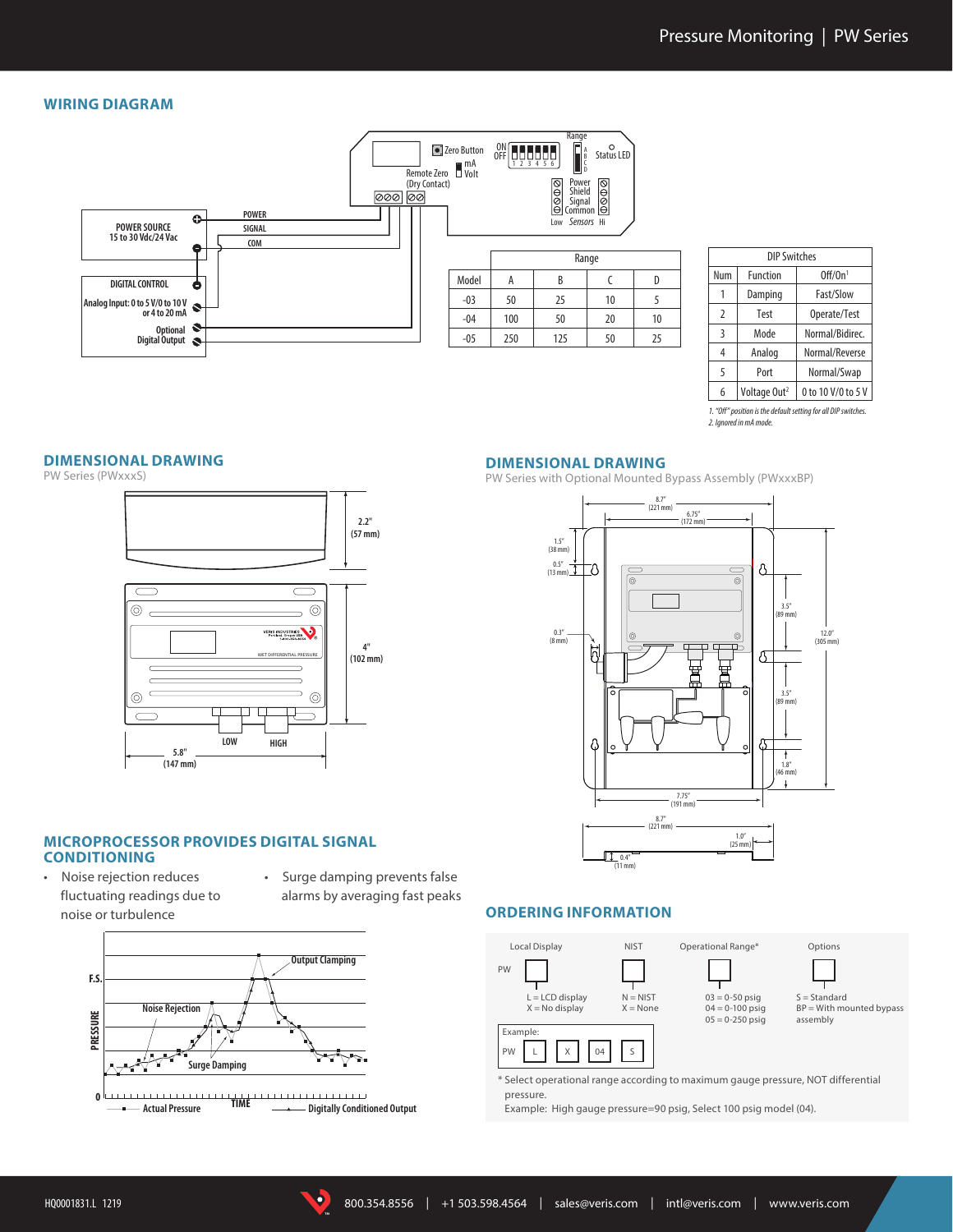## WIRING DIAGRAM

POWER SOURCE
15 to 30 Vdc/24 Vac

DIGITAL CONTROL
Analog Input: 0 to 5 V/0 to 10 V or 4 to 20 mA
Optional Digital Output

POWER
SIGNAL
COM

Zero Button
Remote Zero (Dry Contact)
mA
Volt
ON
OFF
1 2 3 4 5 6
Range
A B C D
Status LED
Power
Shield
Signal
Common
Low Sensors Hi

| | Range | | | |
|---|---|---|---|---|
| Model | A | B | C | D |
| -03 | 50 | 25 | 10 | 5 |
| -04 | 100 | 50 | 20 | 10 |
| -05 | 250 | 125 | 50 | 25 |

| DIP Switches | | |
|---|---|---|
| Num | Function | Off/On[1] |
| 1 | Damping | Fast/Slow |
| 2 | Test | Operate/Test |
| 3 | Mode | Normal/Bidirec. |
| 4 | Analog | Normal/Reverse |
| 5 | Port | Normal/Swap |
| 6 | Voltage Out[2] | 0 to 10 V/0 to 5 V |

*1. "Off" position is the default setting for all DIP switches.*
*2. Ignored in mA mode.*

## DIMENSIONAL DRAWING

PW Series (PWxxxS)

2.2" (57 mm)
4" (102 mm)
LOW
HIGH
5.8" (147 mm)

## DIMENSIONAL DRAWING

PW Series with Optional Mounted Bypass Assembly (PWxxxBP)

8.7" (221 mm)
6.75" (172 mm)
1.5" (38 mm)
0.5" (13 mm)
0.3" (8 mm)
3.5" (89 mm)
12.0" (305 mm)
3.5" (89 mm)
1.8" (46 mm)
7.75" (191 mm)
8.7" (221 mm)
1.0" (25 mm)
0.4" (11 mm)

## MICROPROCESSOR PROVIDES DIGITAL SIGNAL CONDITIONING

- Noise rejection reduces fluctuating readings due to noise or turbulence
- Surge damping prevents false alarms by averaging fast peaks

F.S.
PRESSURE
0
TIME
Output Clamping
Noise Rejection
Surge Damping
Actual Pressure
Digitally Conditioned Output

## ORDERING INFORMATION

PW [Local Display] [NIST] [Operational Range*] [Options]

Local Display: L = LCD display, X = No display

NIST: N = NIST, X = None

Operational Range*: 03 = 0-50 psig, 04 = 0-100 psig, 05 = 0-250 psig

Options: S = Standard, BP = With mounted bypass assembly

Example: PW L X 04 S

\* Select operational range according to maximum gauge pressure, NOT differential pressure.
Example: High gauge pressure=90 psig, Select 100 psig model (04).

HQ0001831.L 1219 | 800.354.8556 | +1 503.598.4564 | sales@veris.com | intl@veris.com | www.veris.com